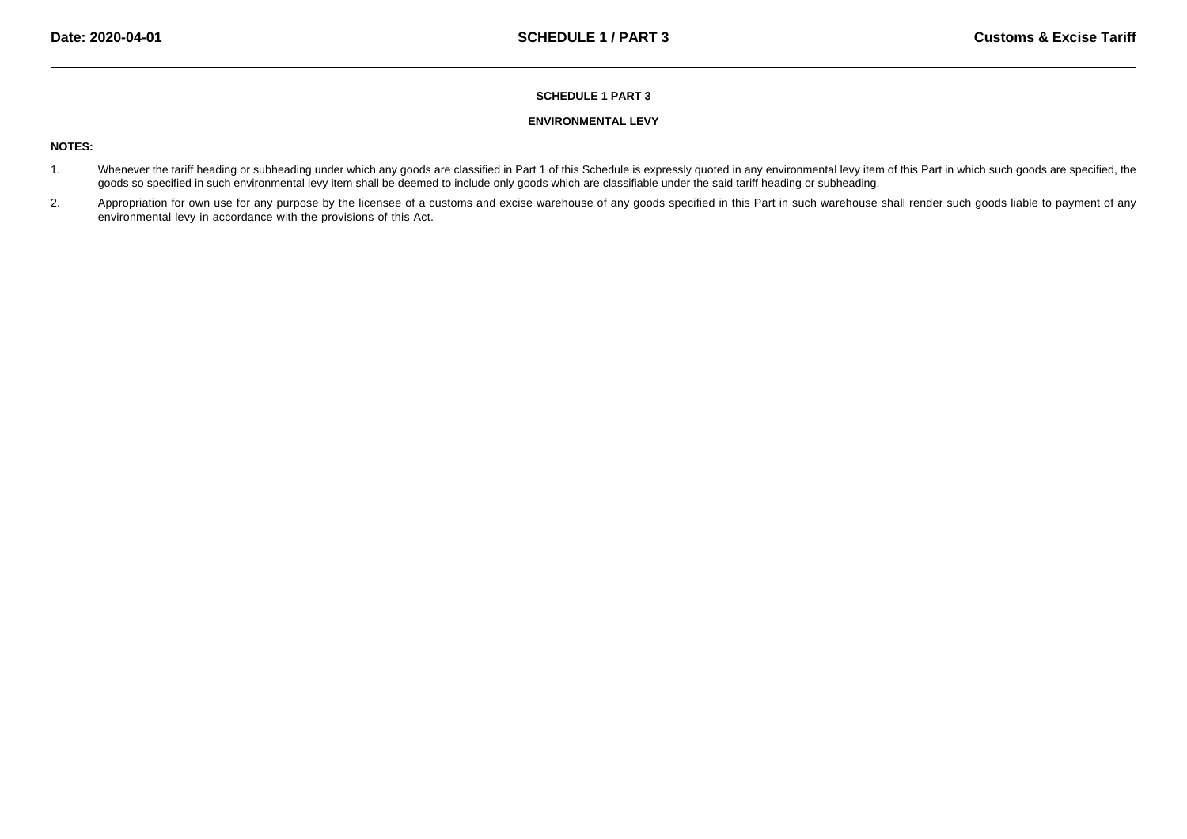# SCHEDULE 1 PART 3

## ENVIRONMENTAL LEVY

**NOTES:**

1. Whenever the tariff heading or subheading under which any goods are classified in Part 1 of this Schedule is expressly quoted in any environmental levy item of this Part in which such goods are specified, the goods so specified in such environmental levy item shall be deemed to include only goods which are classifiable under the said tariff heading or subheading.

2. Appropriation for own use for any purpose by the licensee of a customs and excise warehouse of any goods specified in this Part in such warehouse shall render such goods liable to payment of any environmental levy in accordance with the provisions of this Act.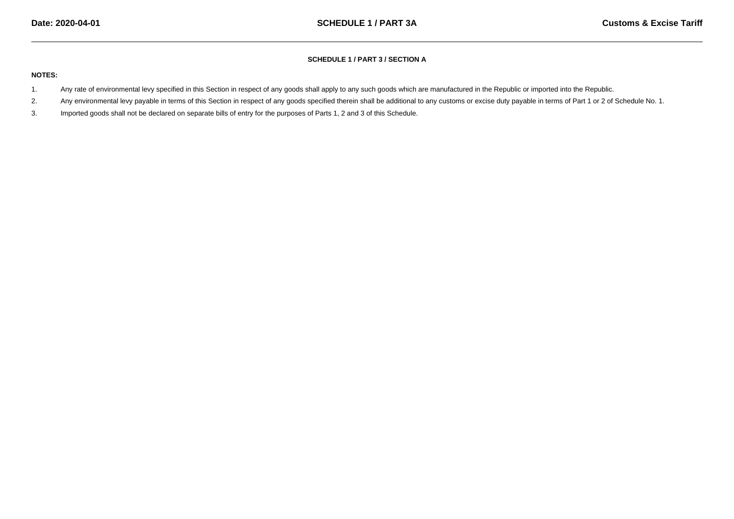## SCHEDULE 1 / PART 3 / SECTION A

**NOTES:**

1. Any rate of environmental levy specified in this Section in respect of any goods shall apply to any such goods which are manufactured in the Republic or imported into the Republic.
2. Any environmental levy payable in terms of this Section in respect of any goods specified therein shall be additional to any customs or excise duty payable in terms of Part 1 or 2 of Schedule No. 1.
3. Imported goods shall not be declared on separate bills of entry for the purposes of Parts 1, 2 and 3 of this Schedule.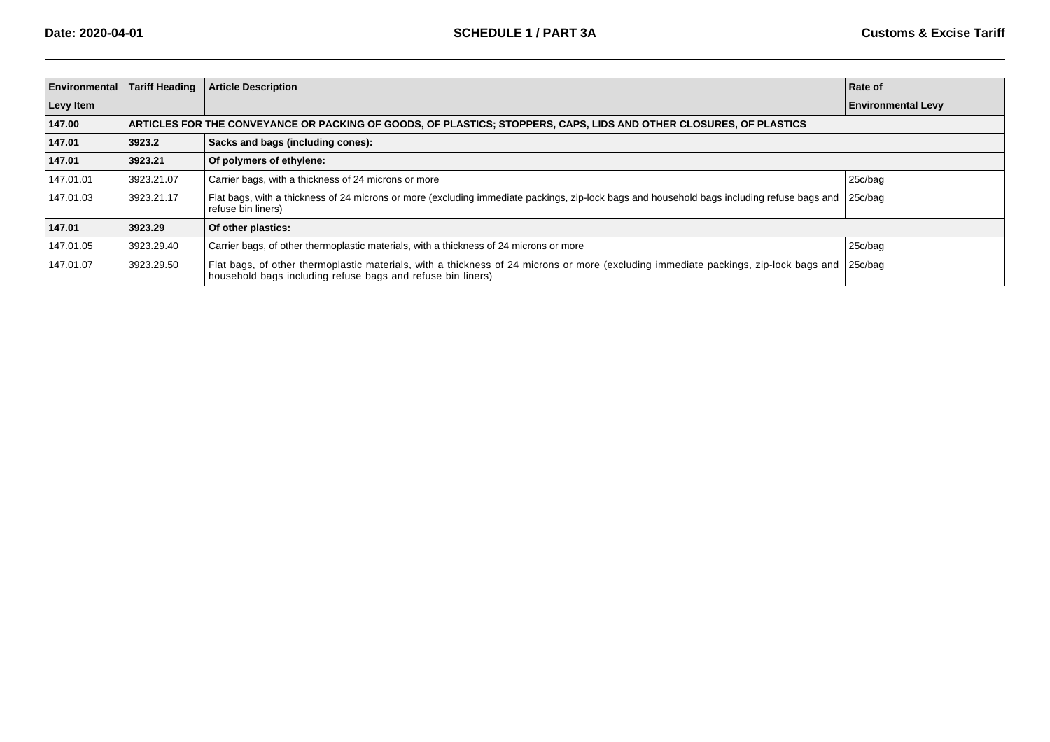| Environmental Levy Item | Tariff Heading | Article Description | Rate of Environmental Levy |
|---|---|---|---|
| **147.00** | **ARTICLES FOR THE CONVEYANCE OR PACKING OF GOODS, OF PLASTICS; STOPPERS, CAPS, LIDS AND OTHER CLOSURES, OF PLASTICS** | | |
| **147.01** | **3923.2** | **Sacks and bags (including cones):** | |
| **147.01** | **3923.21** | **Of polymers of ethylene:** | |
| 147.01.01 | 3923.21.07 | Carrier bags, with a thickness of 24 microns or more | 25c/bag |
| 147.01.03 | 3923.21.17 | Flat bags, with a thickness of 24 microns or more (excluding immediate packings, zip-lock bags and household bags including refuse bags and refuse bin liners) | 25c/bag |
| **147.01** | **3923.29** | **Of other plastics:** | |
| 147.01.05 | 3923.29.40 | Carrier bags, of other thermoplastic materials, with a thickness of 24 microns or more | 25c/bag |
| 147.01.07 | 3923.29.50 | Flat bags, of other thermoplastic materials, with a thickness of 24 microns or more (excluding immediate packings, zip-lock bags and household bags including refuse bags and refuse bin liners) | 25c/bag |